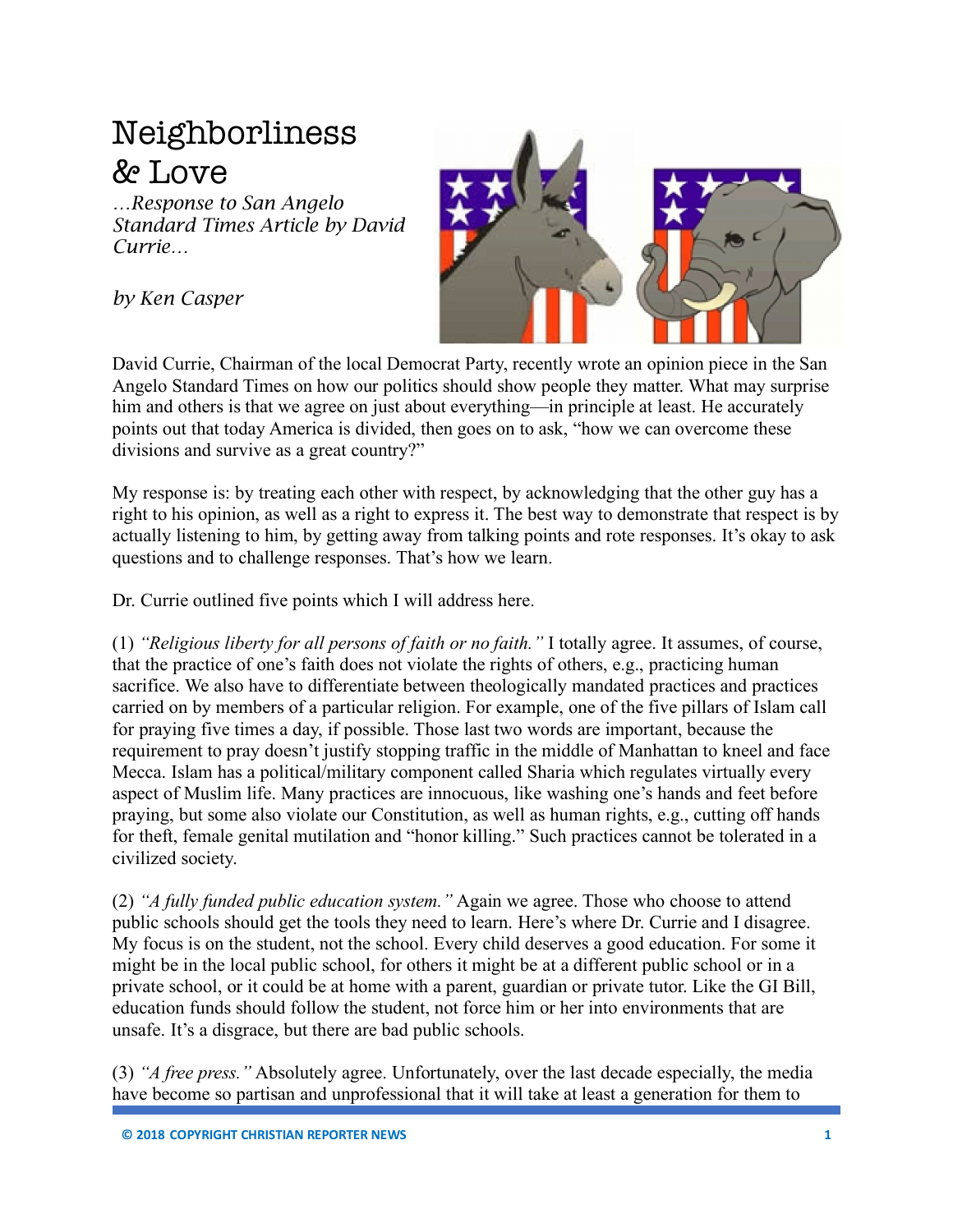# Neighborliness & Love

*…Response to San Angelo Standard Times Article by David Currie…*

*by Ken Casper*

David Currie, Chairman of the local Democrat Party, recently wrote an opinion piece in the San Angelo Standard Times on how our politics should show people they matter. What may surprise him and others is that we agree on just about everything—in principle at least. He accurately points out that today America is divided, then goes on to ask, "how we can overcome these divisions and survive as a great country?"

My response is: by treating each other with respect, by acknowledging that the other guy has a right to his opinion, as well as a right to express it. The best way to demonstrate that respect is by actually listening to him, by getting away from talking points and rote responses. It's okay to ask questions and to challenge responses. That's how we learn.

Dr. Currie outlined five points which I will address here.

(1) *"Religious liberty for all persons of faith or no faith."* I totally agree. It assumes, of course, that the practice of one's faith does not violate the rights of others, e.g., practicing human sacrifice. We also have to differentiate between theologically mandated practices and practices carried on by members of a particular religion. For example, one of the five pillars of Islam call for praying five times a day, if possible. Those last two words are important, because the requirement to pray doesn't justify stopping traffic in the middle of Manhattan to kneel and face Mecca. Islam has a political/military component called Sharia which regulates virtually every aspect of Muslim life. Many practices are innocuous, like washing one's hands and feet before praying, but some also violate our Constitution, as well as human rights, e.g., cutting off hands for theft, female genital mutilation and "honor killing." Such practices cannot be tolerated in a civilized society.

(2) *"A fully funded public education system."* Again we agree. Those who choose to attend public schools should get the tools they need to learn. Here's where Dr. Currie and I disagree. My focus is on the student, not the school. Every child deserves a good education. For some it might be in the local public school, for others it might be at a different public school or in a private school, or it could be at home with a parent, guardian or private tutor. Like the GI Bill, education funds should follow the student, not force him or her into environments that are unsafe. It's a disgrace, but there are bad public schools.

(3) *"A free press."* Absolutely agree. Unfortunately, over the last decade especially, the media have become so partisan and unprofessional that it will take at least a generation for them to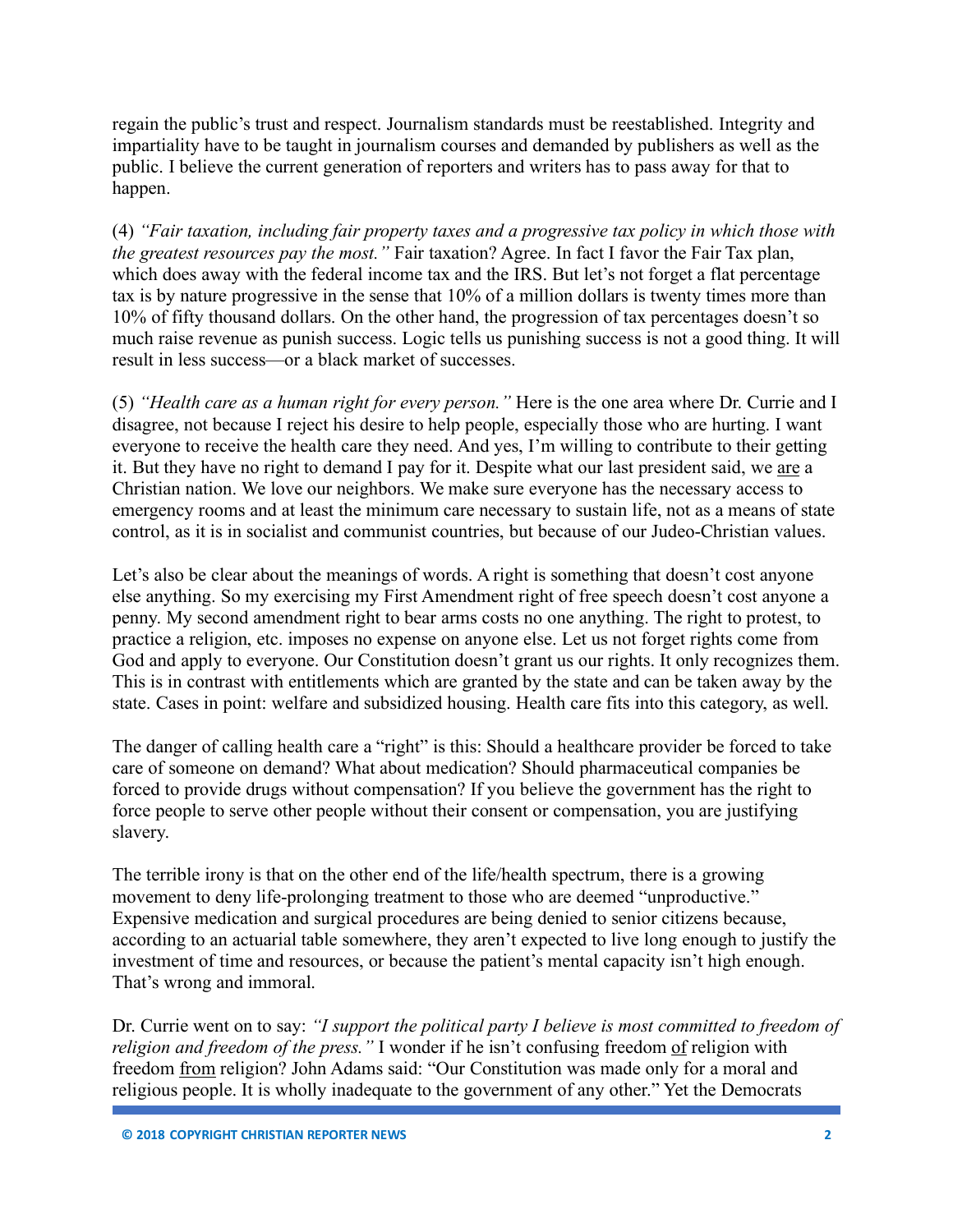regain the public's trust and respect. Journalism standards must be reestablished. Integrity and impartiality have to be taught in journalism courses and demanded by publishers as well as the public. I believe the current generation of reporters and writers has to pass away for that to happen.

(4) *"Fair taxation, including fair property taxes and a progressive tax policy in which those with the greatest resources pay the most."* Fair taxation? Agree. In fact I favor the Fair Tax plan, which does away with the federal income tax and the IRS. But let's not forget a flat percentage tax is by nature progressive in the sense that 10% of a million dollars is twenty times more than 10% of fifty thousand dollars. On the other hand, the progression of tax percentages doesn't so much raise revenue as punish success. Logic tells us punishing success is not a good thing. It will result in less success—or a black market of successes.

(5) *"Health care as a human right for every person."* Here is the one area where Dr. Currie and I disagree, not because I reject his desire to help people, especially those who are hurting. I want everyone to receive the health care they need. And yes, I'm willing to contribute to their getting it. But they have no right to demand I pay for it. Despite what our last president said, we <u>are</u> a Christian nation. We love our neighbors. We make sure everyone has the necessary access to emergency rooms and at least the minimum care necessary to sustain life, not as a means of state control, as it is in socialist and communist countries, but because of our Judeo-Christian values.

Let's also be clear about the meanings of words. A right is something that doesn't cost anyone else anything. So my exercising my First Amendment right of free speech doesn't cost anyone a penny. My second amendment right to bear arms costs no one anything. The right to protest, to practice a religion, etc. imposes no expense on anyone else. Let us not forget rights come from God and apply to everyone. Our Constitution doesn't grant us our rights. It only recognizes them. This is in contrast with entitlements which are granted by the state and can be taken away by the state. Cases in point: welfare and subsidized housing. Health care fits into this category, as well.

The danger of calling health care a "right" is this: Should a healthcare provider be forced to take care of someone on demand? What about medication? Should pharmaceutical companies be forced to provide drugs without compensation? If you believe the government has the right to force people to serve other people without their consent or compensation, you are justifying slavery.

The terrible irony is that on the other end of the life/health spectrum, there is a growing movement to deny life-prolonging treatment to those who are deemed "unproductive." Expensive medication and surgical procedures are being denied to senior citizens because, according to an actuarial table somewhere, they aren't expected to live long enough to justify the investment of time and resources, or because the patient's mental capacity isn't high enough. That's wrong and immoral.

Dr. Currie went on to say: *"I support the political party I believe is most committed to freedom of religion and freedom of the press."* I wonder if he isn't confusing freedom <u>of</u> religion with freedom <u>from</u> religion? John Adams said: "Our Constitution was made only for a moral and religious people. It is wholly inadequate to the government of any other." Yet the Democrats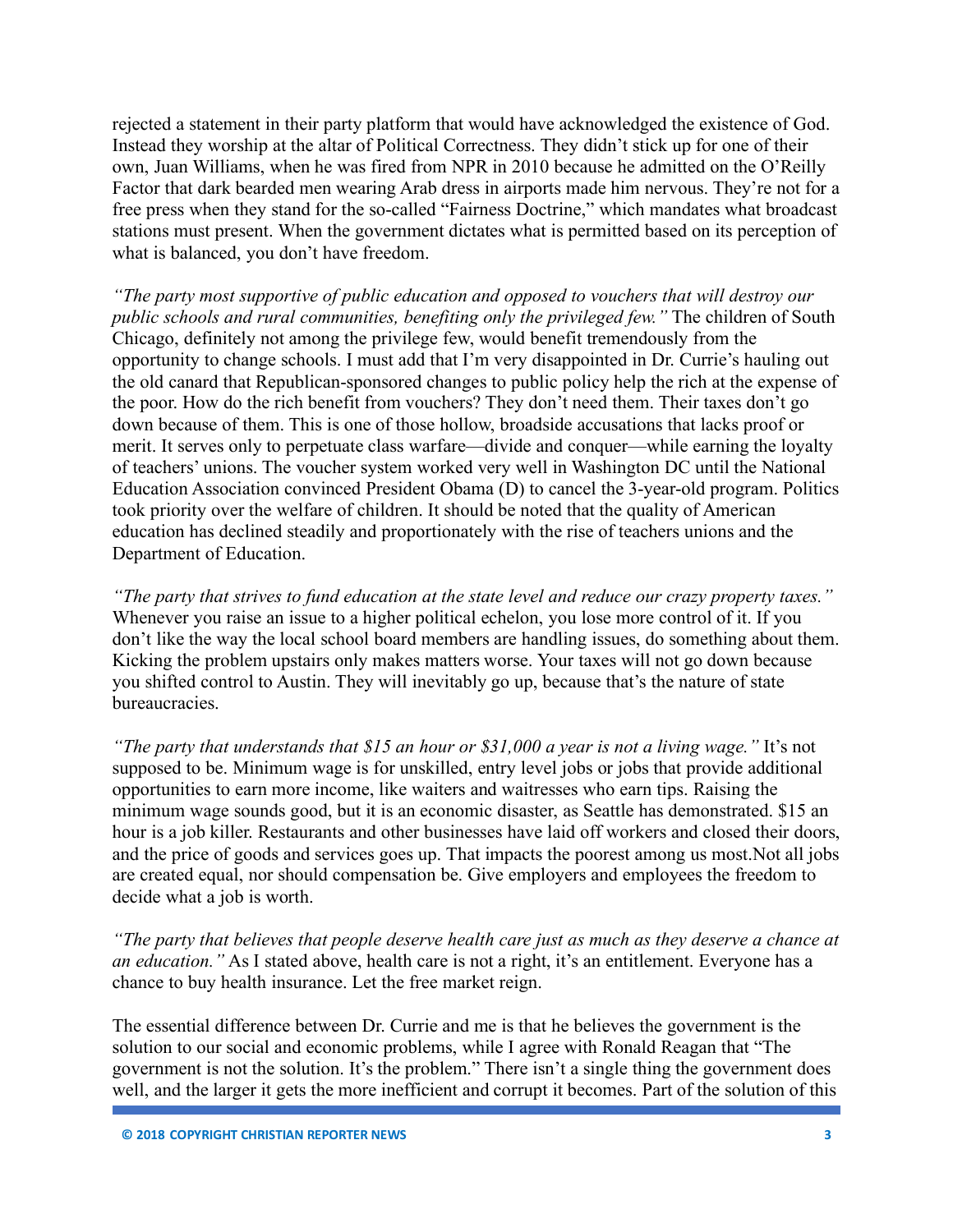rejected a statement in their party platform that would have acknowledged the existence of God. Instead they worship at the altar of Political Correctness. They didn't stick up for one of their own, Juan Williams, when he was fired from NPR in 2010 because he admitted on the O'Reilly Factor that dark bearded men wearing Arab dress in airports made him nervous. They're not for a free press when they stand for the so-called "Fairness Doctrine," which mandates what broadcast stations must present. When the government dictates what is permitted based on its perception of what is balanced, you don't have freedom.

*"The party most supportive of public education and opposed to vouchers that will destroy our public schools and rural communities, benefiting only the privileged few."* The children of South Chicago, definitely not among the privilege few, would benefit tremendously from the opportunity to change schools. I must add that I'm very disappointed in Dr. Currie's hauling out the old canard that Republican-sponsored changes to public policy help the rich at the expense of the poor. How do the rich benefit from vouchers? They don't need them. Their taxes don't go down because of them. This is one of those hollow, broadside accusations that lacks proof or merit. It serves only to perpetuate class warfare—divide and conquer—while earning the loyalty of teachers' unions. The voucher system worked very well in Washington DC until the National Education Association convinced President Obama (D) to cancel the 3-year-old program. Politics took priority over the welfare of children. It should be noted that the quality of American education has declined steadily and proportionately with the rise of teachers unions and the Department of Education.

*"The party that strives to fund education at the state level and reduce our crazy property taxes."* Whenever you raise an issue to a higher political echelon, you lose more control of it. If you don't like the way the local school board members are handling issues, do something about them. Kicking the problem upstairs only makes matters worse. Your taxes will not go down because you shifted control to Austin. They will inevitably go up, because that's the nature of state bureaucracies.

*"The party that understands that $15 an hour or $31,000 a year is not a living wage."* It's not supposed to be. Minimum wage is for unskilled, entry level jobs or jobs that provide additional opportunities to earn more income, like waiters and waitresses who earn tips. Raising the minimum wage sounds good, but it is an economic disaster, as Seattle has demonstrated. $15 an hour is a job killer. Restaurants and other businesses have laid off workers and closed their doors, and the price of goods and services goes up. That impacts the poorest among us most.Not all jobs are created equal, nor should compensation be. Give employers and employees the freedom to decide what a job is worth.

*"The party that believes that people deserve health care just as much as they deserve a chance at an education."* As I stated above, health care is not a right, it's an entitlement. Everyone has a chance to buy health insurance. Let the free market reign.

The essential difference between Dr. Currie and me is that he believes the government is the solution to our social and economic problems, while I agree with Ronald Reagan that "The government is not the solution. It's the problem." There isn't a single thing the government does well, and the larger it gets the more inefficient and corrupt it becomes. Part of the solution of this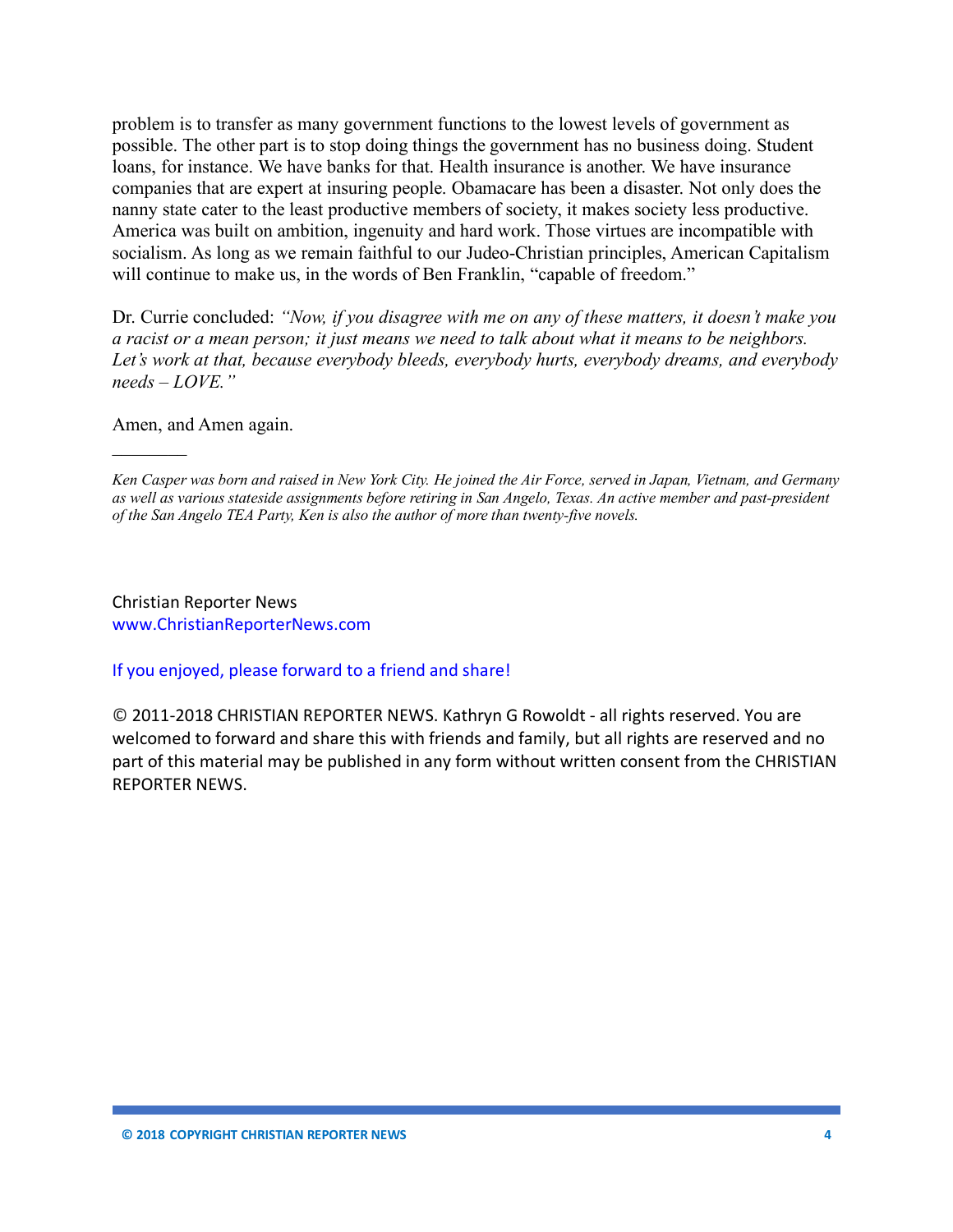problem is to transfer as many government functions to the lowest levels of government as possible. The other part is to stop doing things the government has no business doing. Student loans, for instance. We have banks for that. Health insurance is another. We have insurance companies that are expert at insuring people. Obamacare has been a disaster. Not only does the nanny state cater to the least productive members of society, it makes society less productive. America was built on ambition, ingenuity and hard work. Those virtues are incompatible with socialism. As long as we remain faithful to our Judeo-Christian principles, American Capitalism will continue to make us, in the words of Ben Franklin, "capable of freedom."

Dr. Currie concluded: *"Now, if you disagree with me on any of these matters, it doesn't make you a racist or a mean person; it just means we need to talk about what it means to be neighbors. Let's work at that, because everybody bleeds, everybody hurts, everybody dreams, and everybody needs – LOVE."*

Amen, and Amen again.

---

*Ken Casper was born and raised in New York City. He joined the Air Force, served in Japan, Vietnam, and Germany as well as various stateside assignments before retiring in San Angelo, Texas. An active member and past-president of the San Angelo TEA Party, Ken is also the author of more than twenty-five novels.*

Christian Reporter News
www.ChristianReporterNews.com

If you enjoyed, please forward to a friend and share!

© 2011-2018 CHRISTIAN REPORTER NEWS. Kathryn G Rowoldt - all rights reserved. You are welcomed to forward and share this with friends and family, but all rights are reserved and no part of this material may be published in any form without written consent from the CHRISTIAN REPORTER NEWS.